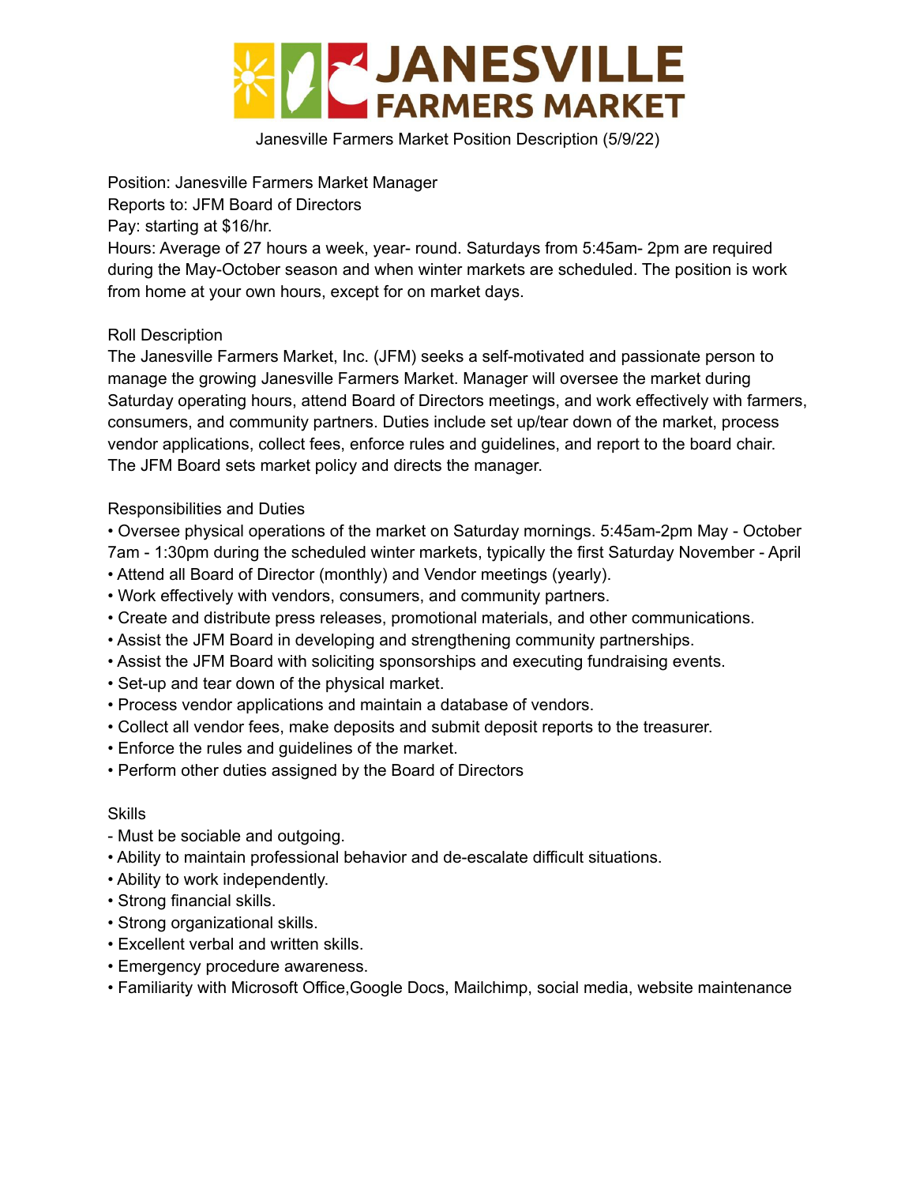# JANESVILLE FARMERS MARKET

Janesville Farmers Market Position Description (5/9/22)

Position: Janesville Farmers Market Manager
Reports to: JFM Board of Directors
Pay: starting at $16/hr.
Hours: Average of 27 hours a week, year- round. Saturdays from 5:45am- 2pm are required during the May-October season and when winter markets are scheduled. The position is work from home at your own hours, except for on market days.

## Roll Description

The Janesville Farmers Market, Inc. (JFM) seeks a self-motivated and passionate person to manage the growing Janesville Farmers Market. Manager will oversee the market during Saturday operating hours, attend Board of Directors meetings, and work effectively with farmers, consumers, and community partners. Duties include set up/tear down of the market, process vendor applications, collect fees, enforce rules and guidelines, and report to the board chair. The JFM Board sets market policy and directs the manager.

## Responsibilities and Duties

- Oversee physical operations of the market on Saturday mornings. 5:45am-2pm May - October 7am - 1:30pm during the scheduled winter markets, typically the first Saturday November - April
- Attend all Board of Director (monthly) and Vendor meetings (yearly).
- Work effectively with vendors, consumers, and community partners.
- Create and distribute press releases, promotional materials, and other communications.
- Assist the JFM Board in developing and strengthening community partnerships.
- Assist the JFM Board with soliciting sponsorships and executing fundraising events.
- Set-up and tear down of the physical market.
- Process vendor applications and maintain a database of vendors.
- Collect all vendor fees, make deposits and submit deposit reports to the treasurer.
- Enforce the rules and guidelines of the market.
- Perform other duties assigned by the Board of Directors

## Skills

- Must be sociable and outgoing.
- Ability to maintain professional behavior and de-escalate difficult situations.
- Ability to work independently.
- Strong financial skills.
- Strong organizational skills.
- Excellent verbal and written skills.
- Emergency procedure awareness.
- Familiarity with Microsoft Office,Google Docs, Mailchimp, social media, website maintenance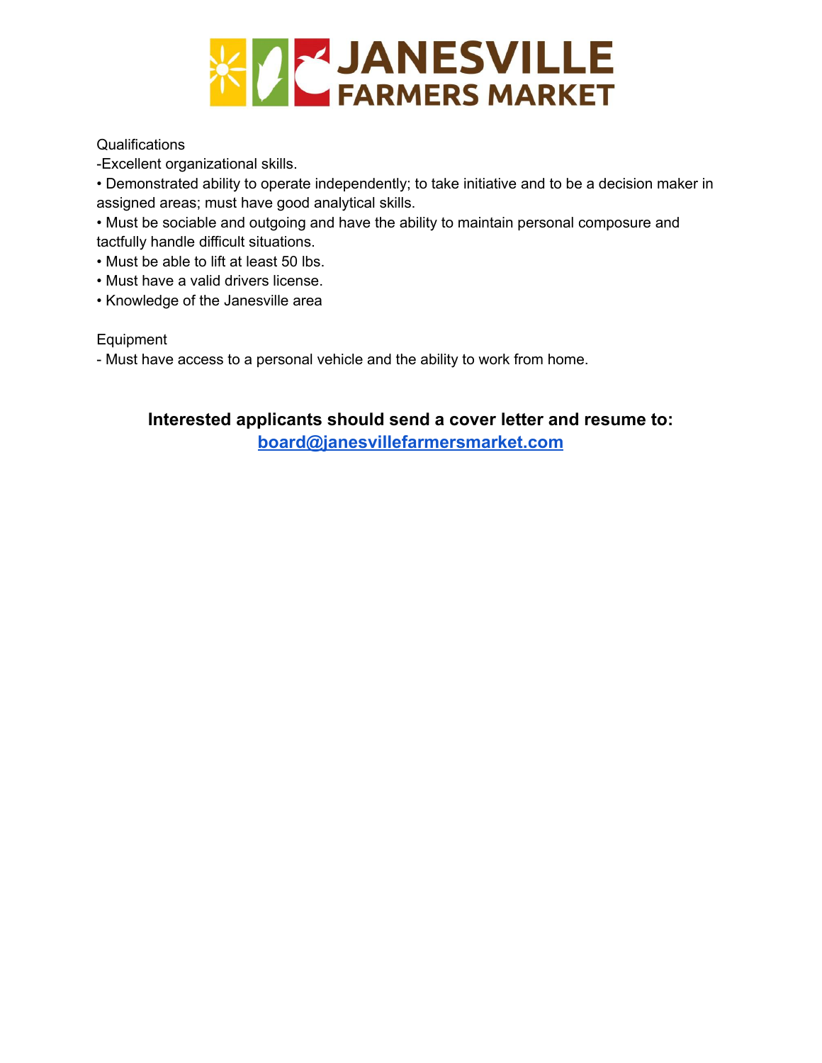JANESVILLE FARMERS MARKET

Qualifications

-Excellent organizational skills.

• Demonstrated ability to operate independently; to take initiative and to be a decision maker in assigned areas; must have good analytical skills.

• Must be sociable and outgoing and have the ability to maintain personal composure and tactfully handle difficult situations.

• Must be able to lift at least 50 lbs.

• Must have a valid drivers license.

• Knowledge of the Janesville area

Equipment

- Must have access to a personal vehicle and the ability to work from home.

**Interested applicants should send a cover letter and resume to:**
**board@janesvillefarmersmarket.com**